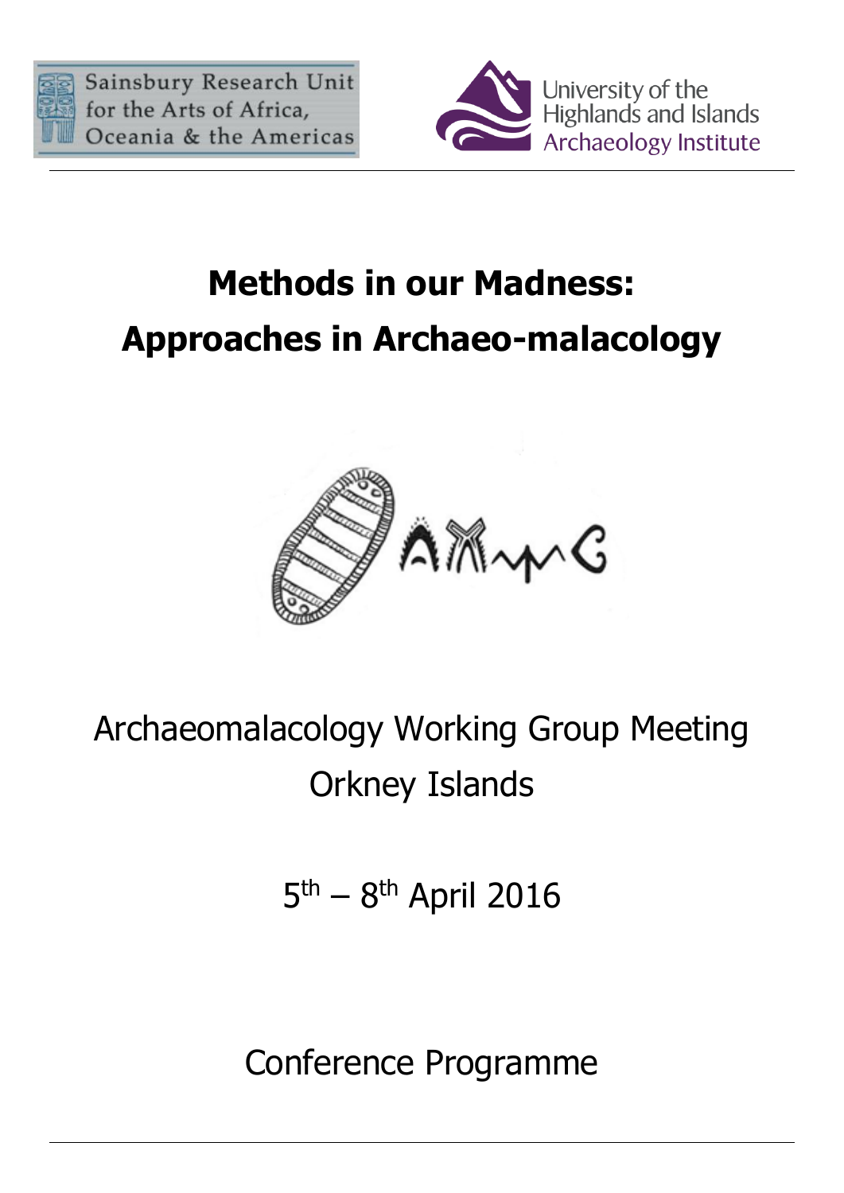Sainsbury Research Unit for the Arts of Africa, Oceania & the Americas

University of the Highlands and Islands Archaeology Institute

# Methods in our Madness: Approaches in Archaeo-malacology

Archaeomalacology Working Group Meeting

Orkney Islands

5th – 8th April 2016

Conference Programme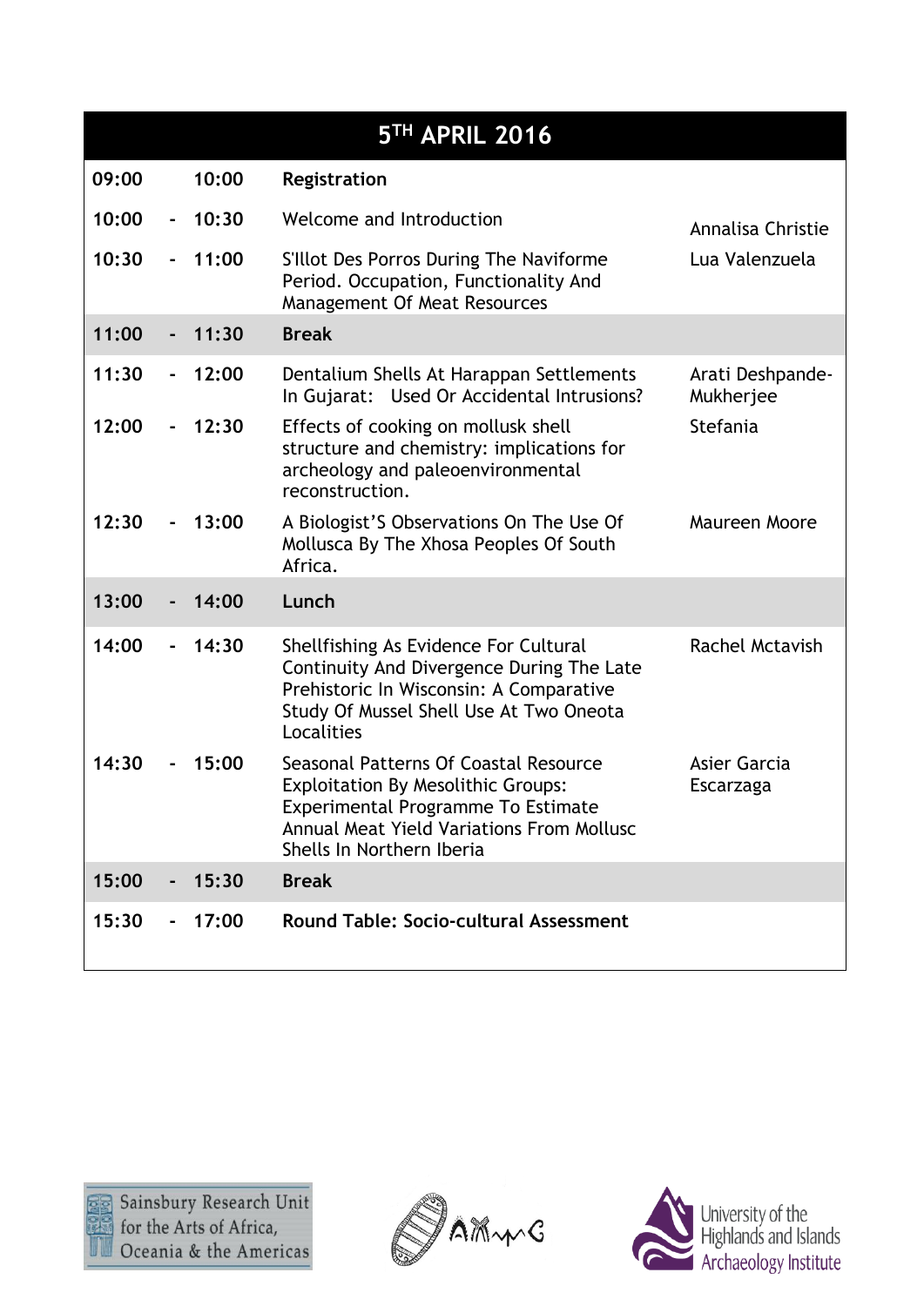## 5[TH] APRIL 2016

| Start | | End | Session | Speaker |
|---|---|---|---|---|
| 09:00 | | 10:00 | **Registration** | |
| 10:00 | - | 10:30 | Welcome and Introduction | Annalisa Christie |
| 10:30 | - | 11:00 | S'Illot Des Porros During The Naviforme Period. Occupation, Functionality And Management Of Meat Resources | Lua Valenzuela |
| 11:00 | - | 11:30 | **Break** | |
| 11:30 | - | 12:00 | Dentalium Shells At Harappan Settlements In Gujarat: Used Or Accidental Intrusions? | Arati Deshpande-Mukherjee |
| 12:00 | - | 12:30 | Effects of cooking on mollusk shell structure and chemistry: implications for archeology and paleoenvironmental reconstruction. | Stefania |
| 12:30 | - | 13:00 | A Biologist'S Observations On The Use Of Mollusca By The Xhosa Peoples Of South Africa. | Maureen Moore |
| 13:00 | - | 14:00 | **Lunch** | |
| 14:00 | - | 14:30 | Shellfishing As Evidence For Cultural Continuity And Divergence During The Late Prehistoric In Wisconsin: A Comparative Study Of Mussel Shell Use At Two Oneota Localities | Rachel Mctavish |
| 14:30 | - | 15:00 | Seasonal Patterns Of Coastal Resource Exploitation By Mesolithic Groups: Experimental Programme To Estimate Annual Meat Yield Variations From Mollusc Shells In Northern Iberia | Asier Garcia Escarzaga |
| 15:00 | - | 15:30 | **Break** | |
| 15:30 | - | 17:00 | **Round Table: Socio-cultural Assessment** | |

Sainsbury Research Unit for the Arts of Africa, Oceania & the Americas

University of the Highlands and Islands Archaeology Institute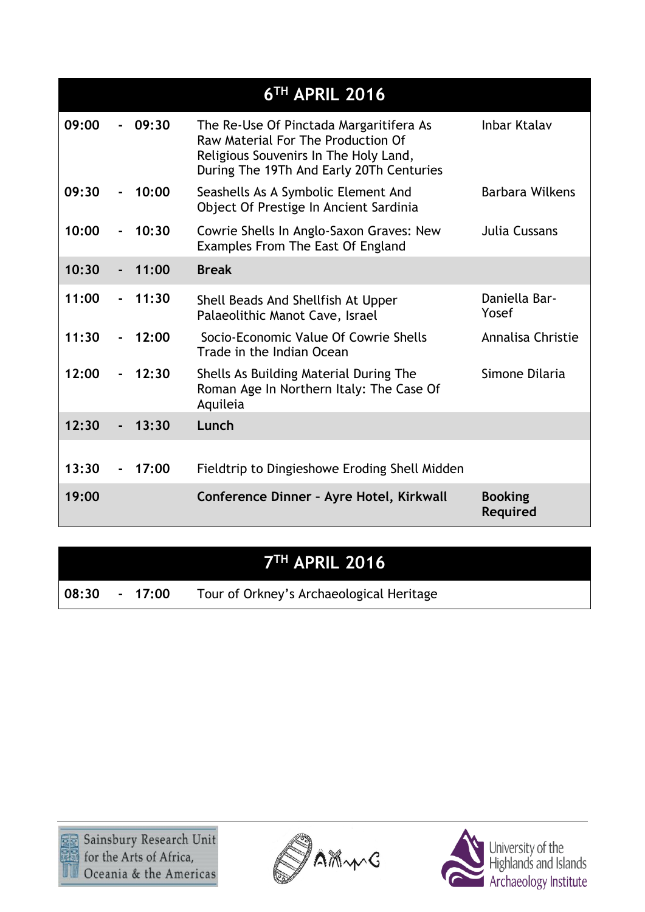| 6TH APRIL 2016 | | | | |
|---|---|---|---|---|
| **09:00** | **-** | **09:30** | The Re-Use Of Pinctada Margaritifera As Raw Material For The Production Of Religious Souvenirs In The Holy Land, During The 19Th And Early 20Th Centuries | Inbar Ktalav |
| **09:30** | **-** | **10:00** | Seashells As A Symbolic Element And Object Of Prestige In Ancient Sardinia | Barbara Wilkens |
| **10:00** | **-** | **10:30** | Cowrie Shells In Anglo-Saxon Graves: New Examples From The East Of England | Julia Cussans |
| **10:30** | **-** | **11:00** | **Break** | |
| **11:00** | **-** | **11:30** | Shell Beads And Shellfish At Upper Palaeolithic Manot Cave, Israel | Daniella Bar-Yosef |
| **11:30** | **-** | **12:00** | Socio-Economic Value Of Cowrie Shells Trade in the Indian Ocean | Annalisa Christie |
| **12:00** | **-** | **12:30** | Shells As Building Material During The Roman Age In Northern Italy: The Case Of Aquileia | Simone Dilaria |
| **12:30** | **-** | **13:30** | **Lunch** | |
| **13:30** | **-** | **17:00** | Fieldtrip to Dingieshowe Eroding Shell Midden | |
| **19:00** | | | **Conference Dinner - Ayre Hotel, Kirkwall** | **Booking Required** |

| 7TH APRIL 2016 | | | |
|---|---|---|---|
| **08:30** | **-** | **17:00** | Tour of Orkney's Archaeological Heritage |

Sainsbury Research Unit for the Arts of Africa, Oceania & the Americas

University of the Highlands and Islands Archaeology Institute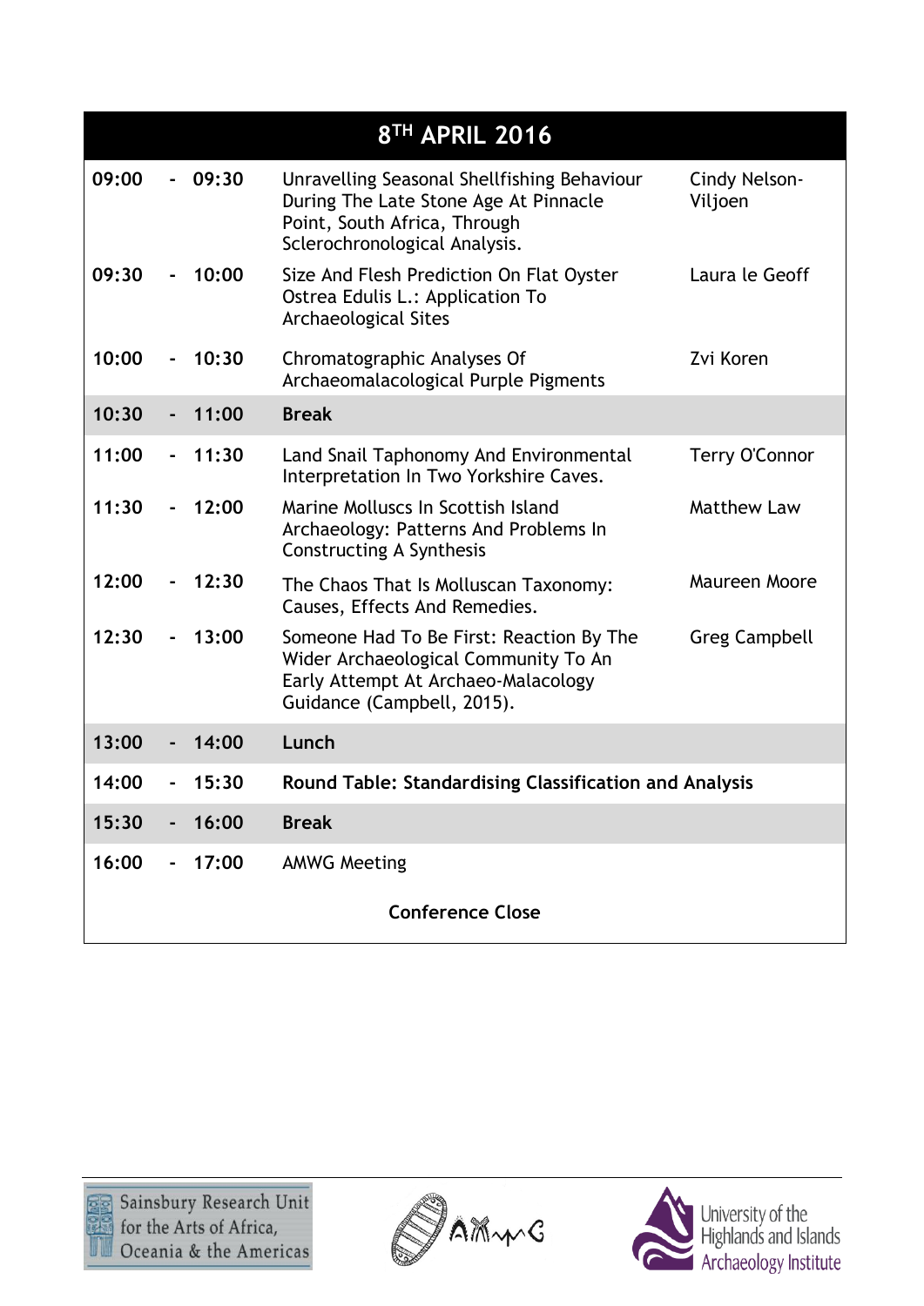| 8TH APRIL 2016 | | |
| --- | --- | --- |
| **09:00 - 09:30** | Unravelling Seasonal Shellfishing Behaviour During The Late Stone Age At Pinnacle Point, South Africa, Through Sclerochronological Analysis. | Cindy Nelson-Viljoen |
| **09:30 - 10:00** | Size And Flesh Prediction On Flat Oyster Ostrea Edulis L.: Application To Archaeological Sites | Laura le Geoff |
| **10:00 - 10:30** | Chromatographic Analyses Of Archaeomalacological Purple Pigments | Zvi Koren |
| **10:30 - 11:00** | **Break** | |
| **11:00 - 11:30** | Land Snail Taphonomy And Environmental Interpretation In Two Yorkshire Caves. | Terry O'Connor |
| **11:30 - 12:00** | Marine Molluscs In Scottish Island Archaeology: Patterns And Problems In Constructing A Synthesis | Matthew Law |
| **12:00 - 12:30** | The Chaos That Is Molluscan Taxonomy: Causes, Effects And Remedies. | Maureen Moore |
| **12:30 - 13:00** | Someone Had To Be First: Reaction By The Wider Archaeological Community To An Early Attempt At Archaeo-Malacology Guidance (Campbell, 2015). | Greg Campbell |
| **13:00 - 14:00** | **Lunch** | |
| **14:00 - 15:30** | **Round Table: Standardising Classification and Analysis** | |
| **15:30 - 16:00** | **Break** | |
| **16:00 - 17:00** | AMWG Meeting | |
| | **Conference Close** | |

Sainsbury Research Unit for the Arts of Africa, Oceania & the Americas

AMWG

University of the Highlands and Islands Archaeology Institute